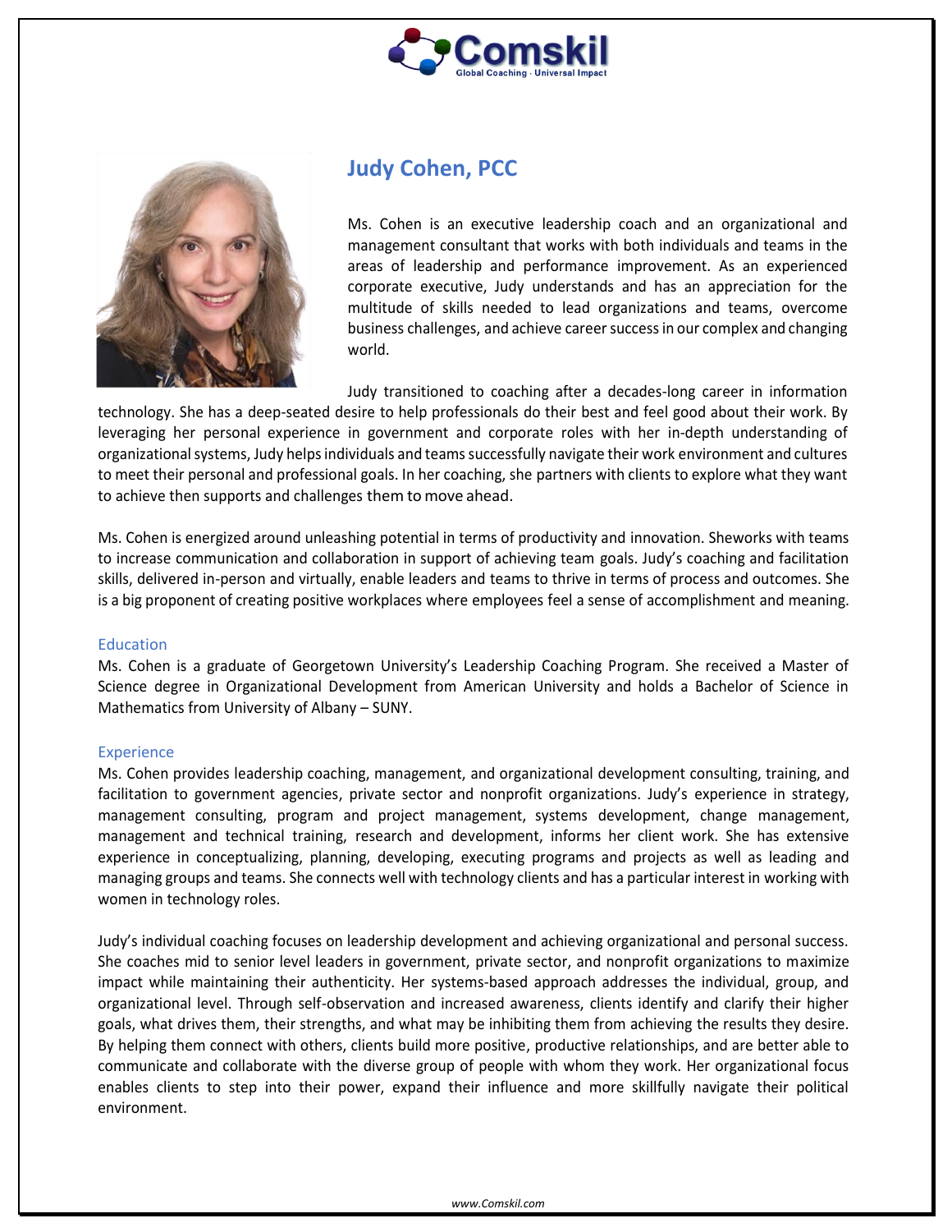# Judy Cohen, PCC

Ms. Cohen is an executive leadership coach and an organizational and management consultant that works with both individuals and teams in the areas of leadership and performance improvement. As an experienced corporate executive, Judy understands and has an appreciation for the multitude of skills needed to lead organizations and teams, overcome business challenges, and achieve career success in our complex and changing world.

Judy transitioned to coaching after a decades-long career in information technology. She has a deep-seated desire to help professionals do their best and feel good about their work. By leveraging her personal experience in government and corporate roles with her in-depth understanding of organizational systems, Judy helps individuals and teams successfully navigate their work environment and cultures to meet their personal and professional goals. In her coaching, she partners with clients to explore what they want to achieve then supports and challenges them to move ahead.

Ms. Cohen is energized around unleashing potential in terms of productivity and innovation. Sheworks with teams to increase communication and collaboration in support of achieving team goals. Judy's coaching and facilitation skills, delivered in-person and virtually, enable leaders and teams to thrive in terms of process and outcomes. She is a big proponent of creating positive workplaces where employees feel a sense of accomplishment and meaning.

## Education

Ms. Cohen is a graduate of Georgetown University's Leadership Coaching Program. She received a Master of Science degree in Organizational Development from American University and holds a Bachelor of Science in Mathematics from University of Albany – SUNY.

## Experience

Ms. Cohen provides leadership coaching, management, and organizational development consulting, training, and facilitation to government agencies, private sector and nonprofit organizations. Judy's experience in strategy, management consulting, program and project management, systems development, change management, management and technical training, research and development, informs her client work. She has extensive experience in conceptualizing, planning, developing, executing programs and projects as well as leading and managing groups and teams. She connects well with technology clients and has a particular interest in working with women in technology roles.

Judy's individual coaching focuses on leadership development and achieving organizational and personal success. She coaches mid to senior level leaders in government, private sector, and nonprofit organizations to maximize impact while maintaining their authenticity. Her systems-based approach addresses the individual, group, and organizational level. Through self-observation and increased awareness, clients identify and clarify their higher goals, what drives them, their strengths, and what may be inhibiting them from achieving the results they desire. By helping them connect with others, clients build more positive, productive relationships, and are better able to communicate and collaborate with the diverse group of people with whom they work. Her organizational focus enables clients to step into their power, expand their influence and more skillfully navigate their political environment.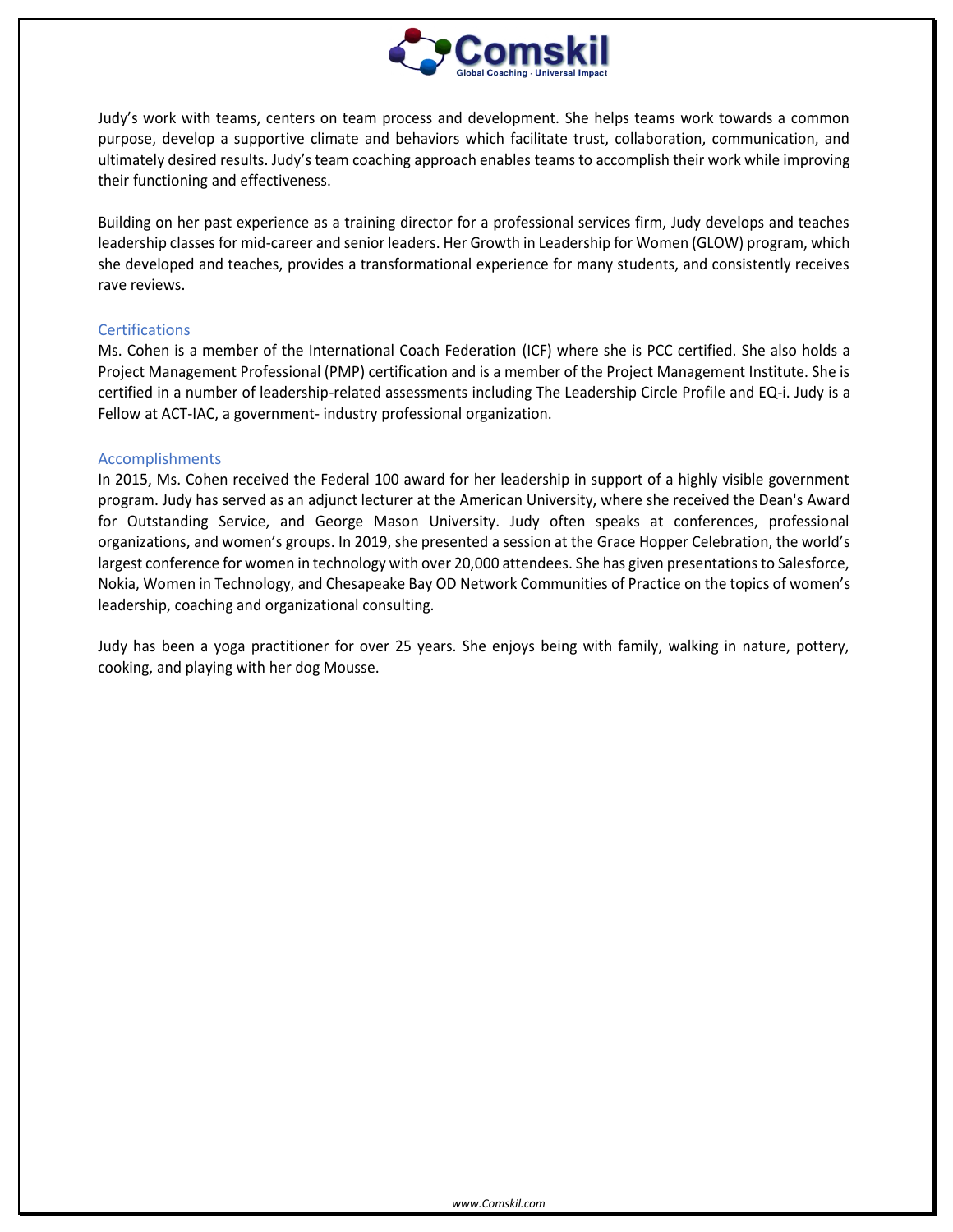Judy's work with teams, centers on team process and development. She helps teams work towards a common purpose, develop a supportive climate and behaviors which facilitate trust, collaboration, communication, and ultimately desired results. Judy's team coaching approach enables teams to accomplish their work while improving their functioning and effectiveness.

Building on her past experience as a training director for a professional services firm, Judy develops and teaches leadership classes for mid-career and senior leaders. Her Growth in Leadership for Women (GLOW) program, which she developed and teaches, provides a transformational experience for many students, and consistently receives rave reviews.

## Certifications

Ms. Cohen is a member of the International Coach Federation (ICF) where she is PCC certified. She also holds a Project Management Professional (PMP) certification and is a member of the Project Management Institute. She is certified in a number of leadership-related assessments including The Leadership Circle Profile and EQ-i. Judy is a Fellow at ACT-IAC, a government- industry professional organization.

## Accomplishments

In 2015, Ms. Cohen received the Federal 100 award for her leadership in support of a highly visible government program. Judy has served as an adjunct lecturer at the American University, where she received the Dean's Award for Outstanding Service, and George Mason University. Judy often speaks at conferences, professional organizations, and women's groups. In 2019, she presented a session at the Grace Hopper Celebration, the world's largest conference for women in technology with over 20,000 attendees. She has given presentations to Salesforce, Nokia, Women in Technology, and Chesapeake Bay OD Network Communities of Practice on the topics of women's leadership, coaching and organizational consulting.

Judy has been a yoga practitioner for over 25 years. She enjoys being with family, walking in nature, pottery, cooking, and playing with her dog Mousse.